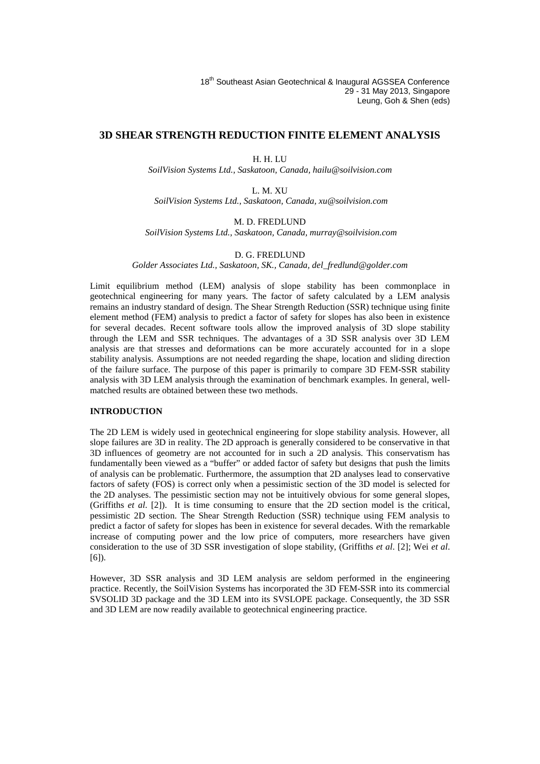18th Southeast Asian Geotechnical & Inaugural AGSSEA Conference
29 - 31 May 2013, Singapore
Leung, Goh & Shen (eds)

# 3D SHEAR STRENGTH REDUCTION FINITE ELEMENT ANALYSIS

H. H. LU

*SoilVision Systems Ltd., Saskatoon, Canada, hailu@soilvision.com*

L. M. XU

*SoilVision Systems Ltd., Saskatoon, Canada, xu@soilvision.com*

M. D. FREDLUND

*SoilVision Systems Ltd., Saskatoon, Canada, murray@soilvision.com*

D. G. FREDLUND

*Golder Associates Ltd., Saskatoon, SK., Canada, del_fredlund@golder.com*

Limit equilibrium method (LEM) analysis of slope stability has been commonplace in geotechnical engineering for many years. The factor of safety calculated by a LEM analysis remains an industry standard of design. The Shear Strength Reduction (SSR) technique using finite element method (FEM) analysis to predict a factor of safety for slopes has also been in existence for several decades. Recent software tools allow the improved analysis of 3D slope stability through the LEM and SSR techniques. The advantages of a 3D SSR analysis over 3D LEM analysis are that stresses and deformations can be more accurately accounted for in a slope stability analysis. Assumptions are not needed regarding the shape, location and sliding direction of the failure surface. The purpose of this paper is primarily to compare 3D FEM-SSR stability analysis with 3D LEM analysis through the examination of benchmark examples. In general, well-matched results are obtained between these two methods.

## INTRODUCTION

The 2D LEM is widely used in geotechnical engineering for slope stability analysis. However, all slope failures are 3D in reality. The 2D approach is generally considered to be conservative in that 3D influences of geometry are not accounted for in such a 2D analysis. This conservatism has fundamentally been viewed as a "buffer" or added factor of safety but designs that push the limits of analysis can be problematic. Furthermore, the assumption that 2D analyses lead to conservative factors of safety (FOS) is correct only when a pessimistic section of the 3D model is selected for the 2D analyses. The pessimistic section may not be intuitively obvious for some general slopes, (Griffiths *et al.* [2]). It is time consuming to ensure that the 2D section model is the critical, pessimistic 2D section. The Shear Strength Reduction (SSR) technique using FEM analysis to predict a factor of safety for slopes has been in existence for several decades. With the remarkable increase of computing power and the low price of computers, more researchers have given consideration to the use of 3D SSR investigation of slope stability, (Griffiths *et al*. [2]; Wei *et al*. [6]).

However, 3D SSR analysis and 3D LEM analysis are seldom performed in the engineering practice. Recently, the SoilVision Systems has incorporated the 3D FEM-SSR into its commercial SVSOLID 3D package and the 3D LEM into its SVSLOPE package. Consequently, the 3D SSR and 3D LEM are now readily available to geotechnical engineering practice.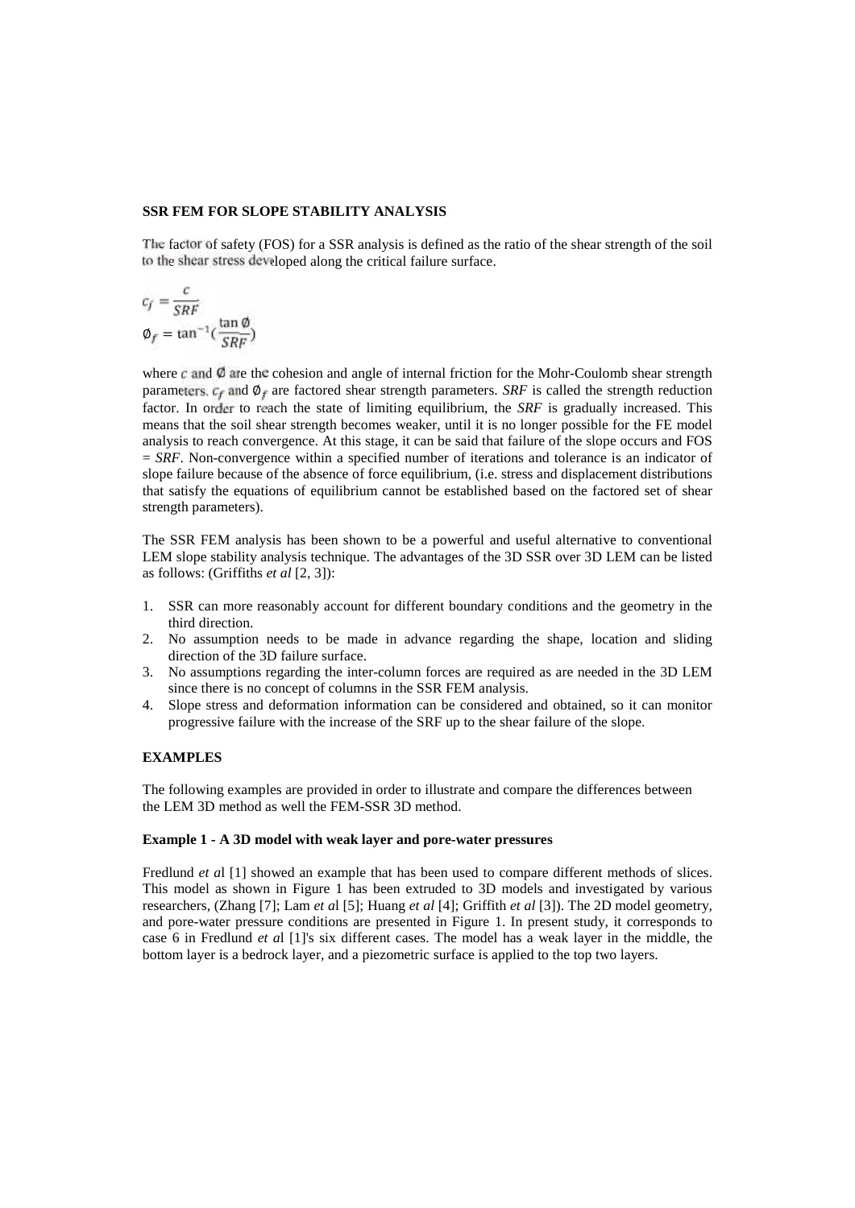### SSR FEM FOR SLOPE STABILITY ANALYSIS

The factor of safety (FOS) for a SSR analysis is defined as the ratio of the shear strength of the soil to the shear stress developed along the critical failure surface.

$$c_f = \frac{c}{SRF}$$

$$\emptyset_f = \tan^{-1}\left(\frac{\tan\emptyset}{SRF}\right)$$

where $c$ and $\emptyset$ are the cohesion and angle of internal friction for the Mohr-Coulomb shear strength parameters. $c_f$ and $\emptyset_f$ are factored shear strength parameters. *SRF* is called the strength reduction factor. In order to reach the state of limiting equilibrium, the *SRF* is gradually increased. This means that the soil shear strength becomes weaker, until it is no longer possible for the FE model analysis to reach convergence. At this stage, it can be said that failure of the slope occurs and FOS = *SRF*. Non-convergence within a specified number of iterations and tolerance is an indicator of slope failure because of the absence of force equilibrium, (i.e. stress and displacement distributions that satisfy the equations of equilibrium cannot be established based on the factored set of shear strength parameters).

The SSR FEM analysis has been shown to be a powerful and useful alternative to conventional LEM slope stability analysis technique. The advantages of the 3D SSR over 3D LEM can be listed as follows: (Griffiths *et al* [2, 3]):

1. SSR can more reasonably account for different boundary conditions and the geometry in the third direction.
2. No assumption needs to be made in advance regarding the shape, location and sliding direction of the 3D failure surface.
3. No assumptions regarding the inter-column forces are required as are needed in the 3D LEM since there is no concept of columns in the SSR FEM analysis.
4. Slope stress and deformation information can be considered and obtained, so it can monitor progressive failure with the increase of the SRF up to the shear failure of the slope.

### EXAMPLES

The following examples are provided in order to illustrate and compare the differences between the LEM 3D method as well the FEM-SSR 3D method.

#### Example 1 - A 3D model with weak layer and pore-water pressures

Fredlund *et a*l [1] showed an example that has been used to compare different methods of slices. This model as shown in Figure 1 has been extruded to 3D models and investigated by various researchers, (Zhang [7]; Lam *et a*l [5]; Huang *et al* [4]; Griffith *et al* [3]). The 2D model geometry, and pore-water pressure conditions are presented in Figure 1. In present study, it corresponds to case 6 in Fredlund *et a*l [1]'s six different cases. The model has a weak layer in the middle, the bottom layer is a bedrock layer, and a piezometric surface is applied to the top two layers.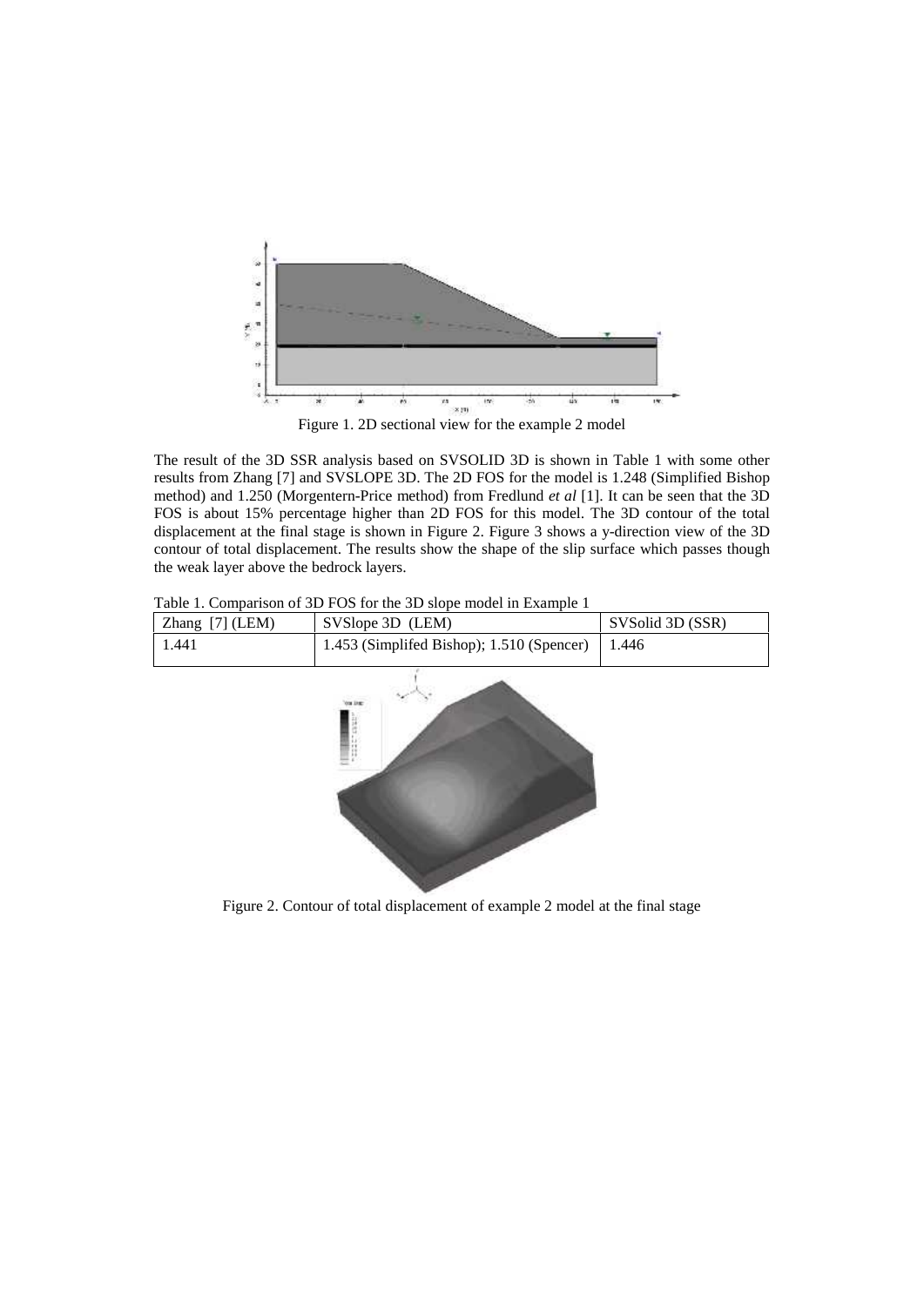Figure 1. 2D sectional view for the example 2 model

The result of the 3D SSR analysis based on SVSOLID 3D is shown in Table 1 with some other results from Zhang [7] and SVSLOPE 3D. The 2D FOS for the model is 1.248 (Simplified Bishop method) and 1.250 (Morgentern-Price method) from Fredlund *et al* [1]. It can be seen that the 3D FOS is about 15% percentage higher than 2D FOS for this model. The 3D contour of the total displacement at the final stage is shown in Figure 2. Figure 3 shows a y-direction view of the 3D contour of total displacement. The results show the shape of the slip surface which passes though the weak layer above the bedrock layers.

Table 1. Comparison of 3D FOS for the 3D slope model in Example 1

| Zhang [7] (LEM) | SVSlope 3D (LEM) | SVSolid 3D (SSR) |
|---|---|---|
| 1.441 | 1.453 (Simplifed Bishop); 1.510 (Spencer) | 1.446 |

Figure 2. Contour of total displacement of example 2 model at the final stage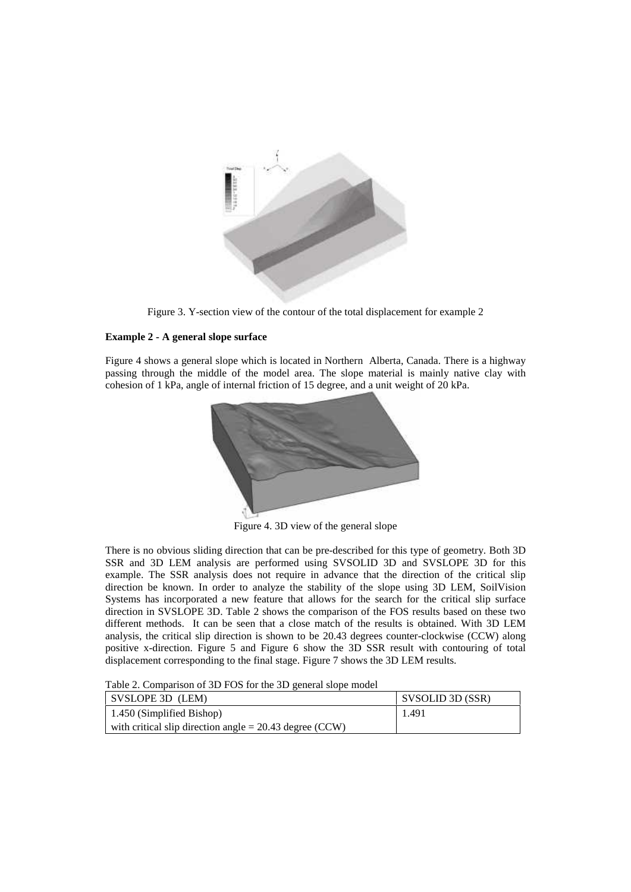Figure 3. Y-section view of the contour of the total displacement for example 2

**Example 2 - A general slope surface**

Figure 4 shows a general slope which is located in Northern Alberta, Canada. There is a highway passing through the middle of the model area. The slope material is mainly native clay with cohesion of 1 kPa, angle of internal friction of 15 degree, and a unit weight of 20 kPa.

Figure 4. 3D view of the general slope

There is no obvious sliding direction that can be pre-described for this type of geometry. Both 3D SSR and 3D LEM analysis are performed using SVSOLID 3D and SVSLOPE 3D for this example. The SSR analysis does not require in advance that the direction of the critical slip direction be known. In order to analyze the stability of the slope using 3D LEM, SoilVision Systems has incorporated a new feature that allows for the search for the critical slip surface direction in SVSLOPE 3D. Table 2 shows the comparison of the FOS results based on these two different methods. It can be seen that a close match of the results is obtained. With 3D LEM analysis, the critical slip direction is shown to be 20.43 degrees counter-clockwise (CCW) along positive x-direction. Figure 5 and Figure 6 show the 3D SSR result with contouring of total displacement corresponding to the final stage. Figure 7 shows the 3D LEM results.

Table 2. Comparison of 3D FOS for the 3D general slope model

| SVSLOPE 3D (LEM) | SVSOLID 3D (SSR) |
|---|---|
| 1.450 (Simplified Bishop)<br>with critical slip direction angle = 20.43 degree (CCW) | 1.491 |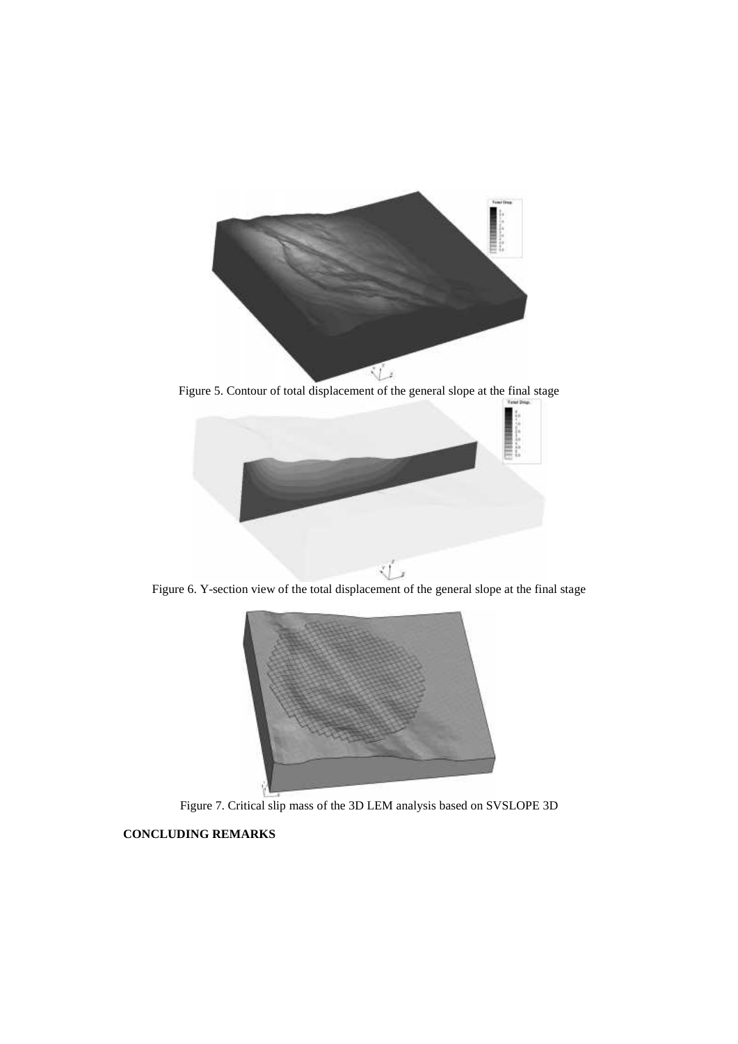Figure 5. Contour of total displacement of the general slope at the final stage

Figure 6. Y-section view of the total displacement of the general slope at the final stage

Figure 7. Critical slip mass of the 3D LEM analysis based on SVSLOPE 3D

**CONCLUDING REMARKS**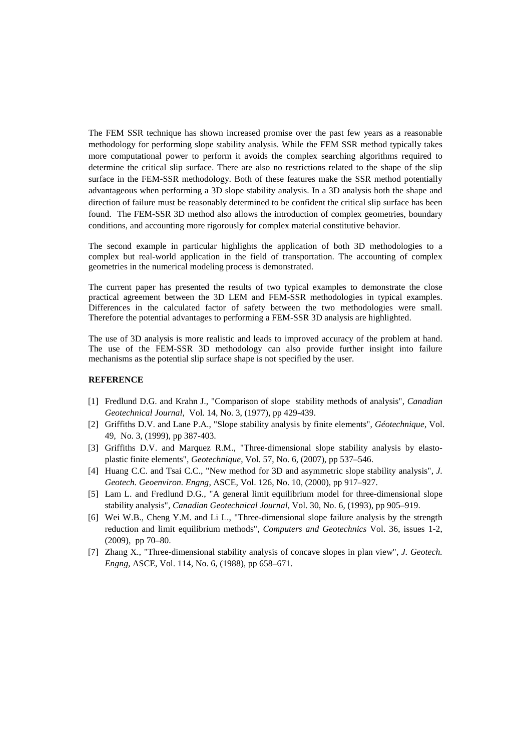The FEM SSR technique has shown increased promise over the past few years as a reasonable methodology for performing slope stability analysis. While the FEM SSR method typically takes more computational power to perform it avoids the complex searching algorithms required to determine the critical slip surface. There are also no restrictions related to the shape of the slip surface in the FEM-SSR methodology. Both of these features make the SSR method potentially advantageous when performing a 3D slope stability analysis. In a 3D analysis both the shape and direction of failure must be reasonably determined to be confident the critical slip surface has been found. The FEM-SSR 3D method also allows the introduction of complex geometries, boundary conditions, and accounting more rigorously for complex material constitutive behavior.

The second example in particular highlights the application of both 3D methodologies to a complex but real-world application in the field of transportation. The accounting of complex geometries in the numerical modeling process is demonstrated.

The current paper has presented the results of two typical examples to demonstrate the close practical agreement between the 3D LEM and FEM-SSR methodologies in typical examples. Differences in the calculated factor of safety between the two methodologies were small. Therefore the potential advantages to performing a FEM-SSR 3D analysis are highlighted.

The use of 3D analysis is more realistic and leads to improved accuracy of the problem at hand. The use of the FEM-SSR 3D methodology can also provide further insight into failure mechanisms as the potential slip surface shape is not specified by the user.

**REFERENCE**

[1] Fredlund D.G. and Krahn J., "Comparison of slope stability methods of analysis", *Canadian Geotechnical Journal,* Vol. 14, No. 3, (1977), pp 429-439.

[2] Griffiths D.V. and Lane P.A., "Slope stability analysis by finite elements", *Géotechnique*, Vol. 49, No. 3, (1999), pp 387-403.

[3] Griffiths D.V. and Marquez R.M., "Three-dimensional slope stability analysis by elasto-plastic finite elements", *Geotechnique*, Vol. 57, No. 6, (2007), pp 537–546.

[4] Huang C.C. and Tsai C.C., "New method for 3D and asymmetric slope stability analysis", *J. Geotech. Geoenviron. Engng*, ASCE, Vol. 126, No. 10, (2000), pp 917–927.

[5] Lam L. and Fredlund D.G., "A general limit equilibrium model for three-dimensional slope stability analysis", *Canadian Geotechnical Journal,* Vol. 30, No. 6, (1993), pp 905–919.

[6] Wei W.B., Cheng Y.M. and Li L., "Three-dimensional slope failure analysis by the strength reduction and limit equilibrium methods", *Computers and Geotechnics* Vol. 36, issues 1-2, (2009), pp 70–80.

[7] Zhang X., "Three-dimensional stability analysis of concave slopes in plan view", *J. Geotech. Engng*, ASCE, Vol. 114, No. 6, (1988), pp 658–671.